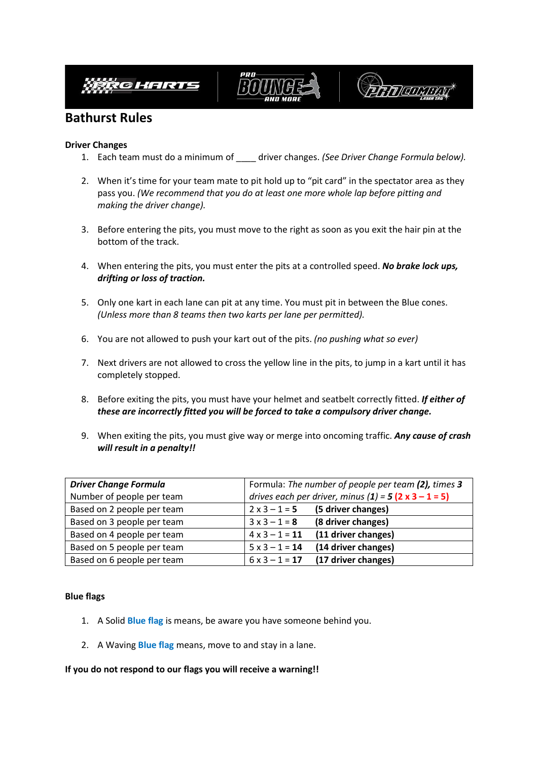# Bathurst Rules

**Driver Changes**

1. Each team must do a minimum of ____ driver changes. *(See Driver Change Formula below).*

2. When it's time for your team mate to pit hold up to "pit card" in the spectator area as they pass you. *(We recommend that you do at least one more whole lap before pitting and making the driver change).*

3. Before entering the pits, you must move to the right as soon as you exit the hair pin at the bottom of the track.

4. When entering the pits, you must enter the pits at a controlled speed. ***No brake lock ups, drifting or loss of traction.***

5. Only one kart in each lane can pit at any time. You must pit in between the Blue cones. *(Unless more than 8 teams then two karts per lane per permitted).*

6. You are not allowed to push your kart out of the pits. *(no pushing what so ever)*

7. Next drivers are not allowed to cross the yellow line in the pits, to jump in a kart until it has completely stopped.

8. Before exiting the pits, you must have your helmet and seatbelt correctly fitted. ***If either of these are incorrectly fitted you will be forced to take a compulsory driver change.***

9. When exiting the pits, you must give way or merge into oncoming traffic. ***Any cause of crash will result in a penalty!!***

| ***Driver Change Formula*** Number of people per team | Formula: *The number of people per team* ***(2)****, times* ***3*** *drives each per driver, minus (****1****) =* ***5*** **(2 x 3 – 1 = 5)** |
|---|---|
| Based on 2 people per team | 2 x 3 – 1 = **5** **(5 driver changes)** |
| Based on 3 people per team | 3 x 3 – 1 = **8** **(8 driver changes)** |
| Based on 4 people per team | 4 x 3 – 1 = **11** **(11 driver changes)** |
| Based on 5 people per team | 5 x 3 – 1 = **14** **(14 driver changes)** |
| Based on 6 people per team | 6 x 3 – 1 = **17** **(17 driver changes)** |

**Blue flags**

1. A Solid **Blue flag** is means, be aware you have someone behind you.

2. A Waving **Blue flag** means, move to and stay in a lane.

**If you do not respond to our flags you will receive a warning!!**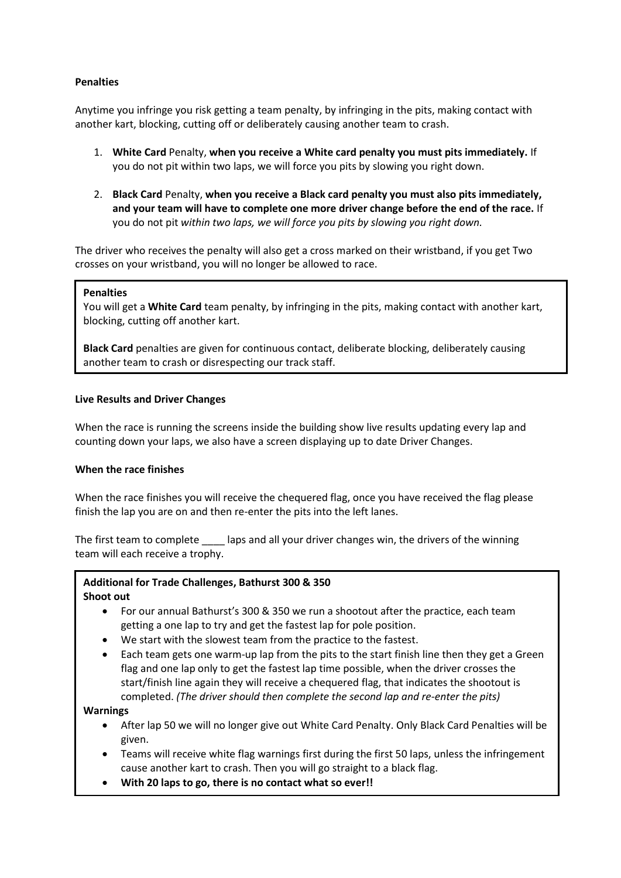**Penalties**

Anytime you infringe you risk getting a team penalty, by infringing in the pits, making contact with another kart, blocking, cutting off or deliberately causing another team to crash.

1. **White Card** Penalty, **when you receive a White card penalty you must pits immediately.** If you do not pit within two laps, we will force you pits by slowing you right down.

2. **Black Card** Penalty, **when you receive a Black card penalty you must also pits immediately, and your team will have to complete one more driver change before the end of the race.** If you do not pit *within two laps, we will force you pits by slowing you right down.*

The driver who receives the penalty will also get a cross marked on their wristband, if you get Two crosses on your wristband, you will no longer be allowed to race.

**Penalties**

You will get a **White Card** team penalty, by infringing in the pits, making contact with another kart, blocking, cutting off another kart.

**Black Card** penalties are given for continuous contact, deliberate blocking, deliberately causing another team to crash or disrespecting our track staff.

**Live Results and Driver Changes**

When the race is running the screens inside the building show live results updating every lap and counting down your laps, we also have a screen displaying up to date Driver Changes.

**When the race finishes**

When the race finishes you will receive the chequered flag, once you have received the flag please finish the lap you are on and then re-enter the pits into the left lanes.

The first team to complete ____ laps and all your driver changes win, the drivers of the winning team will each receive a trophy.

**Additional for Trade Challenges, Bathurst 300 & 350**
**Shoot out**

- For our annual Bathurst's 300 & 350 we run a shootout after the practice, each team getting a one lap to try and get the fastest lap for pole position.
- We start with the slowest team from the practice to the fastest.
- Each team gets one warm-up lap from the pits to the start finish line then they get a Green flag and one lap only to get the fastest lap time possible, when the driver crosses the start/finish line again they will receive a chequered flag, that indicates the shootout is completed. *(The driver should then complete the second lap and re-enter the pits)*

**Warnings**

- After lap 50 we will no longer give out White Card Penalty. Only Black Card Penalties will be given.
- Teams will receive white flag warnings first during the first 50 laps, unless the infringement cause another kart to crash. Then you will go straight to a black flag.
- **With 20 laps to go, there is no contact what so ever!!**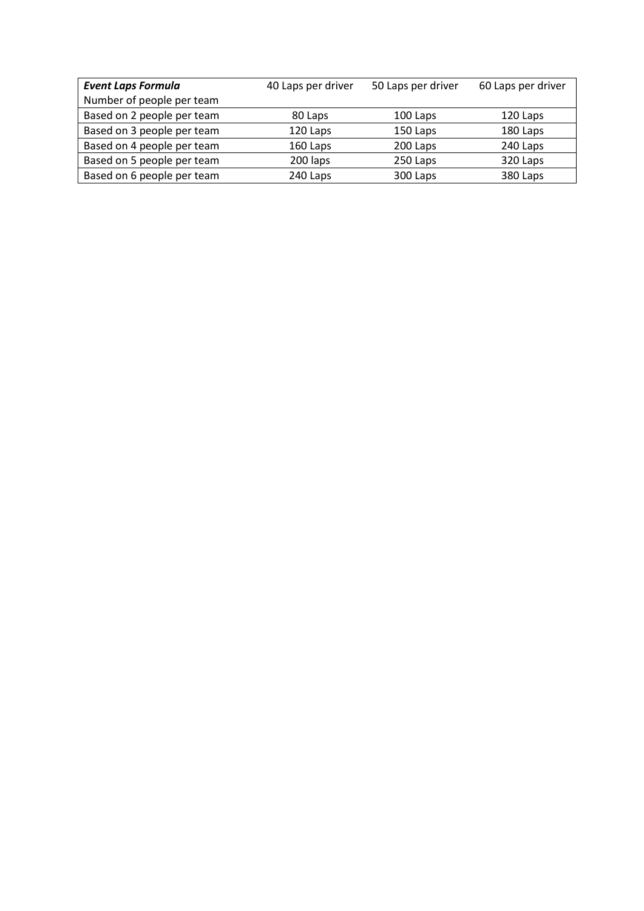| ***Event Laps Formula*** | 40 Laps per driver | 50 Laps per driver | 60 Laps per driver |
|---|---|---|---|
| Number of people per team | | | |
| Based on 2 people per team | 80 Laps | 100 Laps | 120 Laps |
| Based on 3 people per team | 120 Laps | 150 Laps | 180 Laps |
| Based on 4 people per team | 160 Laps | 200 Laps | 240 Laps |
| Based on 5 people per team | 200 laps | 250 Laps | 320 Laps |
| Based on 6 people per team | 240 Laps | 300 Laps | 380 Laps |